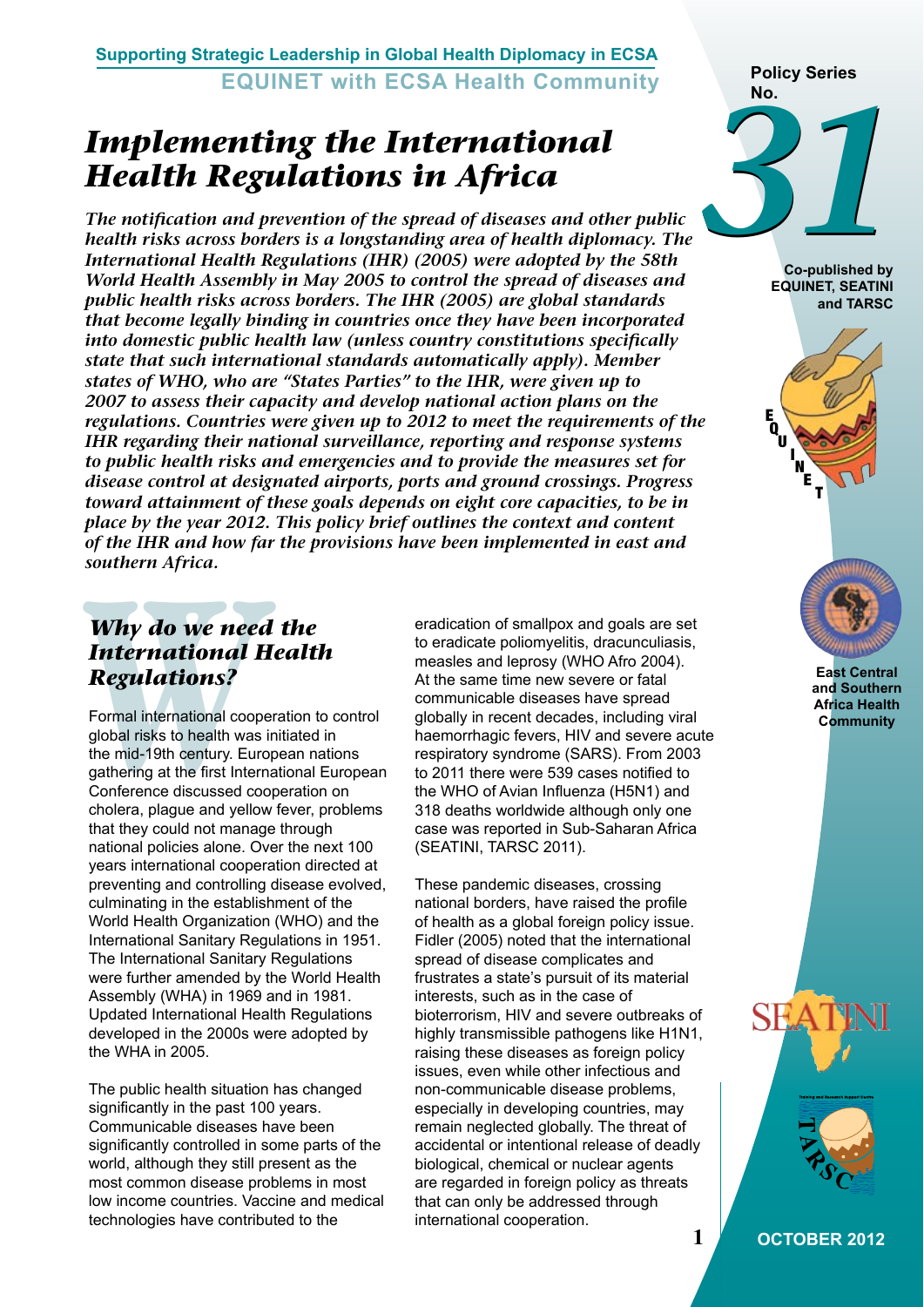Supporting Strategic Leadership in Global Health Diplomacy in ECSA
EQUINET with ECSA Health Community

Policy Series No. 31

Co-published by EQUINET, SEATINI and TARSC

# *Implementing the International Health Regulations in Africa*

***The notification and prevention of the spread of diseases and other public health risks across borders is a longstanding area of health diplomacy. The International Health Regulations (IHR) (2005) were adopted by the 58th World Health Assembly in May 2005 to control the spread of diseases and public health risks across borders. The IHR (2005) are global standards that become legally binding in countries once they have been incorporated into domestic public health law (unless country constitutions specifically state that such international standards automatically apply). Member states of WHO, who are "States Parties" to the IHR, were given up to 2007 to assess their capacity and develop national action plans on the regulations. Countries were given up to 2012 to meet the requirements of the IHR regarding their national surveillance, reporting and response systems to public health risks and emergencies and to provide the measures set for disease control at designated airports, ports and ground crossings. Progress toward attainment of these goals depends on eight core capacities, to be in place by the year 2012. This policy brief outlines the context and content of the IHR and how far the provisions have been implemented in east and southern Africa.***

## *Why do we need the International Health Regulations?*

Formal international cooperation to control global risks to health was initiated in the mid-19th century. European nations gathering at the first International European Conference discussed cooperation on cholera, plague and yellow fever, problems that they could not manage through national policies alone. Over the next 100 years international cooperation directed at preventing and controlling disease evolved, culminating in the establishment of the World Health Organization (WHO) and the International Sanitary Regulations in 1951. The International Sanitary Regulations were further amended by the World Health Assembly (WHA) in 1969 and in 1981. Updated International Health Regulations developed in the 2000s were adopted by the WHA in 2005.

The public health situation has changed significantly in the past 100 years. Communicable diseases have been significantly controlled in some parts of the world, although they still present as the most common disease problems in most low income countries. Vaccine and medical technologies have contributed to the eradication of smallpox and goals are set to eradicate poliomyelitis, dracunculiasis, measles and leprosy (WHO Afro 2004). At the same time new severe or fatal communicable diseases have spread globally in recent decades, including viral haemorrhagic fevers, HIV and severe acute respiratory syndrome (SARS). From 2003 to 2011 there were 539 cases notified to the WHO of Avian Influenza (H5N1) and 318 deaths worldwide although only one case was reported in Sub-Saharan Africa (SEATINI, TARSC 2011).

These pandemic diseases, crossing national borders, have raised the profile of health as a global foreign policy issue. Fidler (2005) noted that the international spread of disease complicates and frustrates a state's pursuit of its material interests, such as in the case of bioterrorism, HIV and severe outbreaks of highly transmissible pathogens like H1N1, raising these diseases as foreign policy issues, even while other infectious and non-communicable disease problems, especially in developing countries, may remain neglected globally. The threat of accidental or intentional release of deadly biological, chemical or nuclear agents are regarded in foreign policy as threats that can only be addressed through international cooperation.

OCTOBER 2012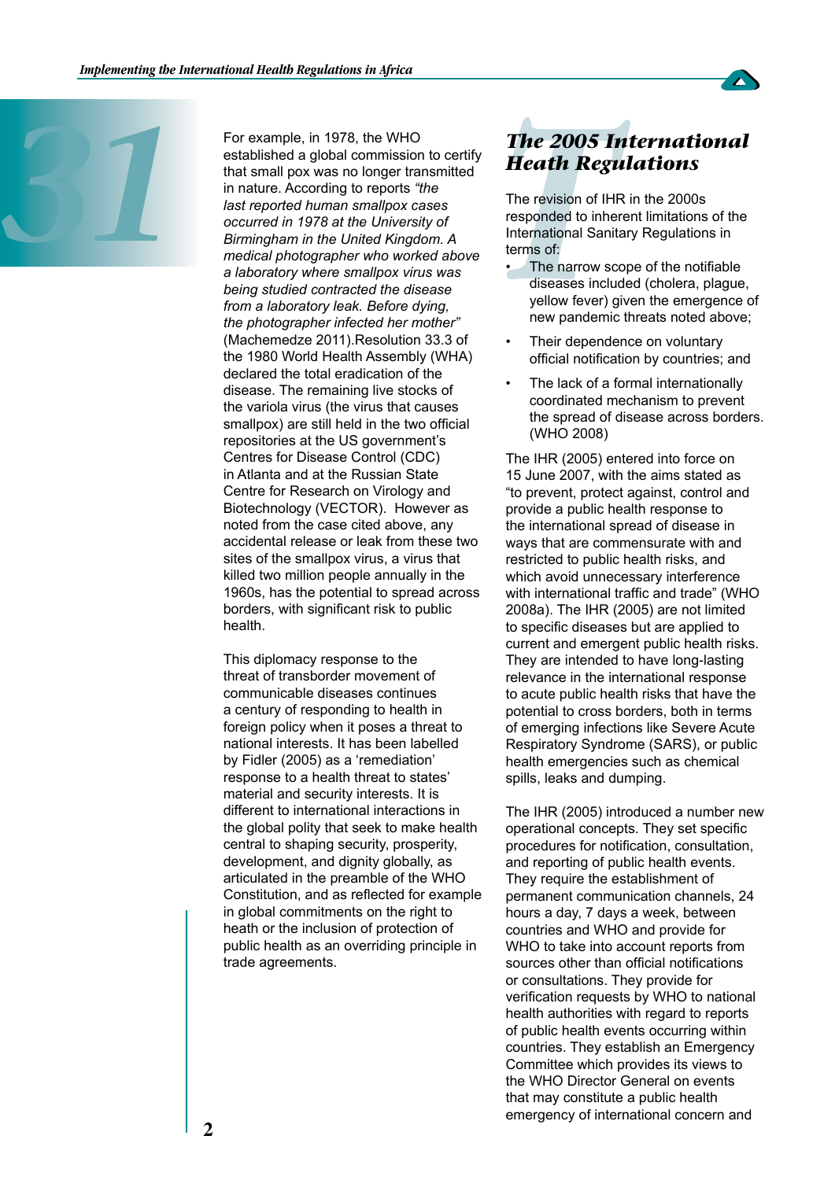For example, in 1978, the WHO established a global commission to certify that small pox was no longer transmitted in nature. According to reports *"the last reported human smallpox cases occurred in 1978 at the University of Birmingham in the United Kingdom. A medical photographer who worked above a laboratory where smallpox virus was being studied contracted the disease from a laboratory leak. Before dying, the photographer infected her mother"* (Machemedze 2011).Resolution 33.3 of the 1980 World Health Assembly (WHA) declared the total eradication of the disease. The remaining live stocks of the variola virus (the virus that causes smallpox) are still held in the two official repositories at the US government's Centres for Disease Control (CDC) in Atlanta and at the Russian State Centre for Research on Virology and Biotechnology (VECTOR). However as noted from the case cited above, any accidental release or leak from these two sites of the smallpox virus, a virus that killed two million people annually in the 1960s, has the potential to spread across borders, with significant risk to public health.

This diplomacy response to the threat of transborder movement of communicable diseases continues a century of responding to health in foreign policy when it poses a threat to national interests. It has been labelled by Fidler (2005) as a 'remediation' response to a health threat to states' material and security interests. It is different to international interactions in the global polity that seek to make health central to shaping security, prosperity, development, and dignity globally, as articulated in the preamble of the WHO Constitution, and as reflected for example in global commitments on the right to heath or the inclusion of protection of public health as an overriding principle in trade agreements.

## The 2005 International Heath Regulations

The revision of IHR in the 2000s responded to inherent limitations of the International Sanitary Regulations in terms of:

- The narrow scope of the notifiable diseases included (cholera, plague, yellow fever) given the emergence of new pandemic threats noted above;
- Their dependence on voluntary official notification by countries; and
- The lack of a formal internationally coordinated mechanism to prevent the spread of disease across borders. (WHO 2008)

The IHR (2005) entered into force on 15 June 2007, with the aims stated as "to prevent, protect against, control and provide a public health response to the international spread of disease in ways that are commensurate with and restricted to public health risks, and which avoid unnecessary interference with international traffic and trade" (WHO 2008a). The IHR (2005) are not limited to specific diseases but are applied to current and emergent public health risks. They are intended to have long-lasting relevance in the international response to acute public health risks that have the potential to cross borders, both in terms of emerging infections like Severe Acute Respiratory Syndrome (SARS), or public health emergencies such as chemical spills, leaks and dumping.

The IHR (2005) introduced a number new operational concepts. They set specific procedures for notification, consultation, and reporting of public health events. They require the establishment of permanent communication channels, 24 hours a day, 7 days a week, between countries and WHO and provide for WHO to take into account reports from sources other than official notifications or consultations. They provide for verification requests by WHO to national health authorities with regard to reports of public health events occurring within countries. They establish an Emergency Committee which provides its views to the WHO Director General on events that may constitute a public health emergency of international concern and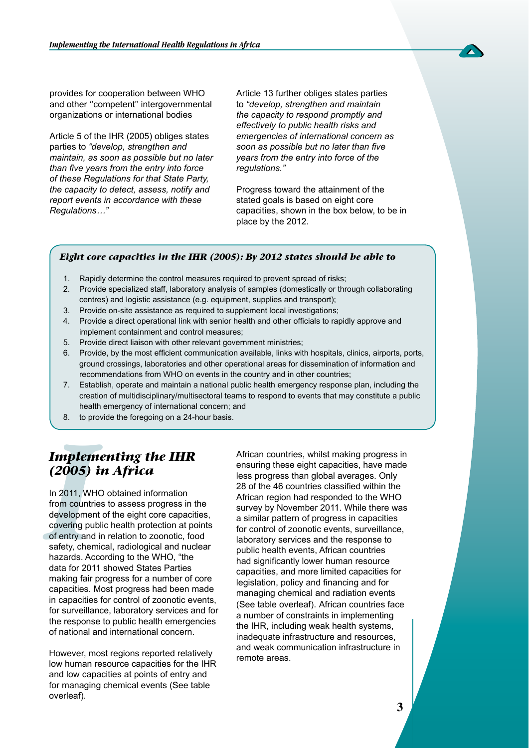provides for cooperation between WHO and other ''competent'' intergovernmental organizations or international bodies

Article 5 of the IHR (2005) obliges states parties to *"develop, strengthen and maintain, as soon as possible but no later than five years from the entry into force of these Regulations for that State Party, the capacity to detect, assess, notify and report events in accordance with these Regulations…"*

Article 13 further obliges states parties to *"develop, strengthen and maintain the capacity to respond promptly and effectively to public health risks and emergencies of international concern as soon as possible but no later than five years from the entry into force of the regulations."*

Progress toward the attainment of the stated goals is based on eight core capacities, shown in the box below, to be in place by the 2012.

***Eight core capacities in the IHR (2005): By 2012 states should be able to***

1. Rapidly determine the control measures required to prevent spread of risks;
2. Provide specialized staff, laboratory analysis of samples (domestically or through collaborating centres) and logistic assistance (e.g. equipment, supplies and transport);
3. Provide on-site assistance as required to supplement local investigations;
4. Provide a direct operational link with senior health and other officials to rapidly approve and implement containment and control measures;
5. Provide direct liaison with other relevant government ministries;
6. Provide, by the most efficient communication available, links with hospitals, clinics, airports, ports, ground crossings, laboratories and other operational areas for dissemination of information and recommendations from WHO on events in the country and in other countries;
7. Establish, operate and maintain a national public health emergency response plan, including the creation of multidisciplinary/multisectoral teams to respond to events that may constitute a public health emergency of international concern; and
8. to provide the foregoing on a 24-hour basis.

## *Implementing the IHR (2005) in Africa*

In 2011, WHO obtained information from countries to assess progress in the development of the eight core capacities, covering public health protection at points of entry and in relation to zoonotic, food safety, chemical, radiological and nuclear hazards. According to the WHO, "the data for 2011 showed States Parties making fair progress for a number of core capacities. Most progress had been made in capacities for control of zoonotic events, for surveillance, laboratory services and for the response to public health emergencies of national and international concern.

However, most regions reported relatively low human resource capacities for the IHR and low capacities at points of entry and for managing chemical events (See table overleaf).

African countries, whilst making progress in ensuring these eight capacities, have made less progress than global averages. Only 28 of the 46 countries classified within the African region had responded to the WHO survey by November 2011. While there was a similar pattern of progress in capacities for control of zoonotic events, surveillance, laboratory services and the response to public health events, African countries had significantly lower human resource capacities, and more limited capacities for legislation, policy and financing and for managing chemical and radiation events (See table overleaf). African countries face a number of constraints in implementing the IHR, including weak health systems, inadequate infrastructure and resources, and weak communication infrastructure in remote areas.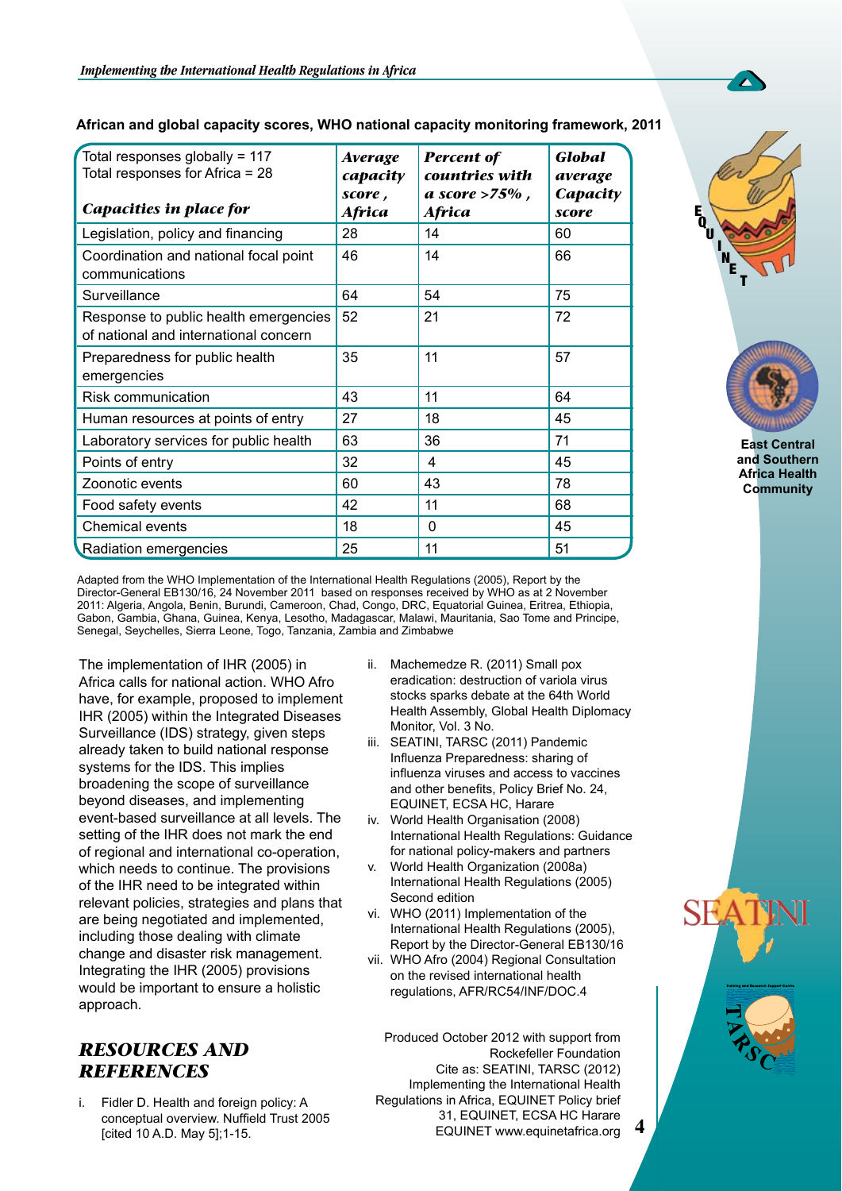**African and global capacity scores, WHO national capacity monitoring framework, 2011**

| Total responses globally = 117<br>Total responses for Africa = 28<br>*Capacities in place for* | *Average capacity score , Africa* | *Percent of countries with a score >75% , Africa* | *Global average Capacity score* |
|---|---|---|---|
| Legislation, policy and financing | 28 | 14 | 60 |
| Coordination and national focal point communications | 46 | 14 | 66 |
| Surveillance | 64 | 54 | 75 |
| Response to public health emergencies of national and international concern | 52 | 21 | 72 |
| Preparedness for public health emergencies | 35 | 11 | 57 |
| Risk communication | 43 | 11 | 64 |
| Human resources at points of entry | 27 | 18 | 45 |
| Laboratory services for public health | 63 | 36 | 71 |
| Points of entry | 32 | 4 | 45 |
| Zoonotic events | 60 | 43 | 78 |
| Food safety events | 42 | 11 | 68 |
| Chemical events | 18 | 0 | 45 |
| Radiation emergencies | 25 | 11 | 51 |

Adapted from the WHO Implementation of the International Health Regulations (2005), Report by the Director-General EB130/16, 24 November 2011 based on responses received by WHO as at 2 November 2011: Algeria, Angola, Benin, Burundi, Cameroon, Chad, Congo, DRC, Equatorial Guinea, Eritrea, Ethiopia, Gabon, Gambia, Ghana, Guinea, Kenya, Lesotho, Madagascar, Malawi, Mauritania, Sao Tome and Principe, Senegal, Seychelles, Sierra Leone, Togo, Tanzania, Zambia and Zimbabwe

The implementation of IHR (2005) in Africa calls for national action. WHO Afro have, for example, proposed to implement IHR (2005) within the Integrated Diseases Surveillance (IDS) strategy, given steps already taken to build national response systems for the IDS. This implies broadening the scope of surveillance beyond diseases, and implementing event-based surveillance at all levels. The setting of the IHR does not mark the end of regional and international co-operation, which needs to continue. The provisions of the IHR need to be integrated within relevant policies, strategies and plans that are being negotiated and implemented, including those dealing with climate change and disaster risk management. Integrating the IHR (2005) provisions would be important to ensure a holistic approach.

## RESOURCES AND REFERENCES

i. Fidler D. Health and foreign policy: A conceptual overview. Nuffield Trust 2005 [cited 10 A.D. May 5];1-15.
ii. Machemedze R. (2011) Small pox eradication: destruction of variola virus stocks sparks debate at the 64th World Health Assembly, Global Health Diplomacy Monitor, Vol. 3 No.
iii. SEATINI, TARSC (2011) Pandemic Influenza Preparedness: sharing of influenza viruses and access to vaccines and other benefits, Policy Brief No. 24, EQUINET, ECSA HC, Harare
iv. World Health Organisation (2008) International Health Regulations: Guidance for national policy-makers and partners
v. World Health Organization (2008a) International Health Regulations (2005) Second edition
vi. WHO (2011) Implementation of the International Health Regulations (2005), Report by the Director-General EB130/16
vii. WHO Afro (2004) Regional Consultation on the revised international health regulations, AFR/RC54/INF/DOC.4

Produced October 2012 with support from Rockefeller Foundation
Cite as: SEATINI, TARSC (2012) Implementing the International Health Regulations in Africa, EQUINET Policy brief 31, EQUINET, ECSA HC Harare
EQUINET www.equinetafrica.org

East Central and Southern Africa Health Community